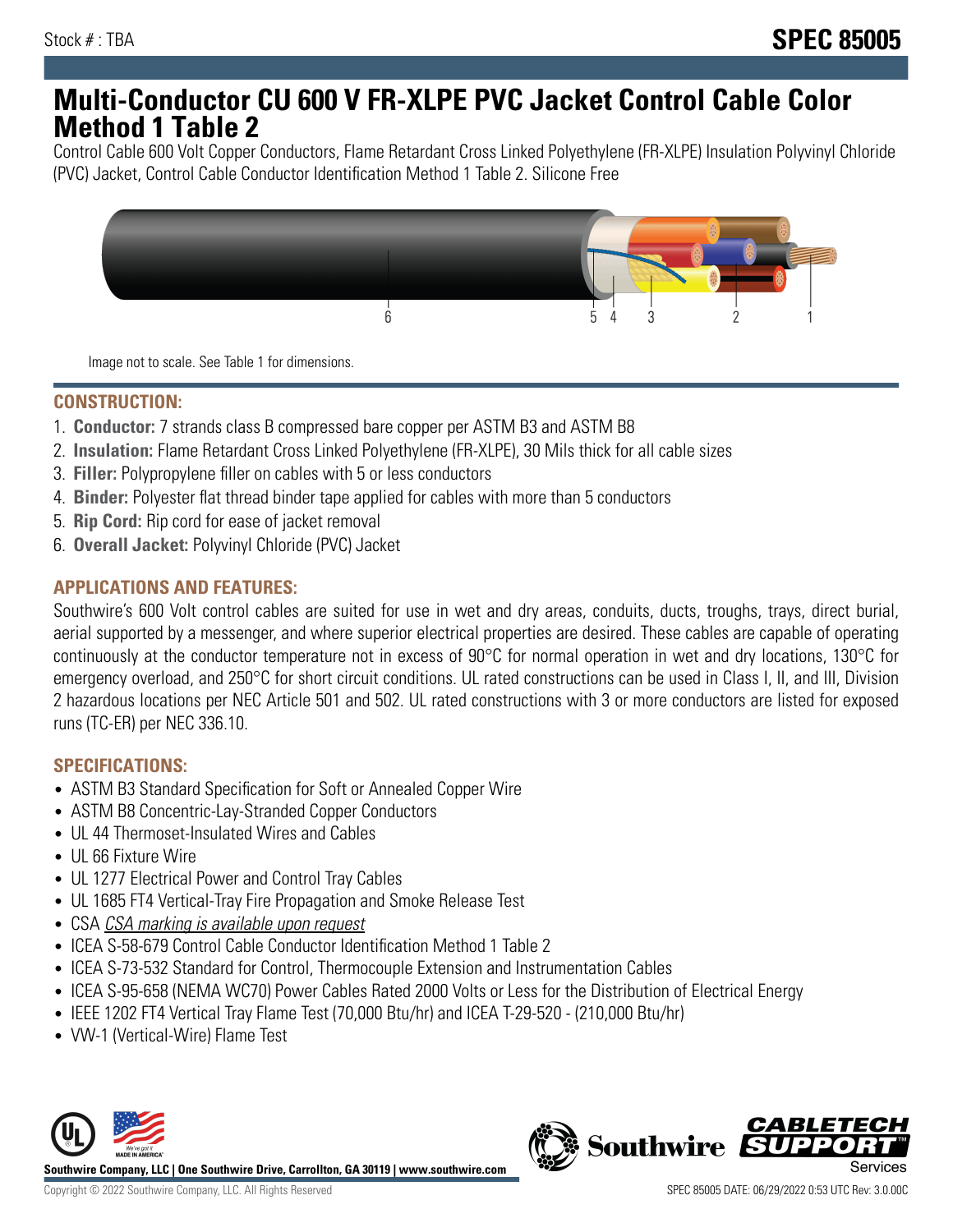Stock # : TBA

# SPEC 85005

# Multi-Conductor CU 600 V FR-XLPE PVC Jacket Control Cable Color Method 1 Table 2

Control Cable 600 Volt Copper Conductors, Flame Retardant Cross Linked Polyethylene (FR-XLPE) Insulation Polyvinyl Chloride (PVC) Jacket, Control Cable Conductor Identification Method 1 Table 2. Silicone Free

Image not to scale. See Table 1 for dimensions.

## CONSTRUCTION:

1. **Conductor:** 7 strands class B compressed bare copper per ASTM B3 and ASTM B8
2. **Insulation:** Flame Retardant Cross Linked Polyethylene (FR-XLPE), 30 Mils thick for all cable sizes
3. **Filler:** Polypropylene filler on cables with 5 or less conductors
4. **Binder:** Polyester flat thread binder tape applied for cables with more than 5 conductors
5. **Rip Cord:** Rip cord for ease of jacket removal
6. **Overall Jacket:** Polyvinyl Chloride (PVC) Jacket

## APPLICATIONS AND FEATURES:

Southwire's 600 Volt control cables are suited for use in wet and dry areas, conduits, ducts, troughs, trays, direct burial, aerial supported by a messenger, and where superior electrical properties are desired. These cables are capable of operating continuously at the conductor temperature not in excess of 90°C for normal operation in wet and dry locations, 130°C for emergency overload, and 250°C for short circuit conditions. UL rated constructions can be used in Class I, II, and III, Division 2 hazardous locations per NEC Article 501 and 502. UL rated constructions with 3 or more conductors are listed for exposed runs (TC-ER) per NEC 336.10.

## SPECIFICATIONS:

- ASTM B3 Standard Specification for Soft or Annealed Copper Wire
- ASTM B8 Concentric-Lay-Stranded Copper Conductors
- UL 44 Thermoset-Insulated Wires and Cables
- UL 66 Fixture Wire
- UL 1277 Electrical Power and Control Tray Cables
- UL 1685 FT4 Vertical-Tray Fire Propagation and Smoke Release Test
- CSA *CSA marking is available upon request*
- ICEA S-58-679 Control Cable Conductor Identification Method 1 Table 2
- ICEA S-73-532 Standard for Control, Thermocouple Extension and Instrumentation Cables
- ICEA S-95-658 (NEMA WC70) Power Cables Rated 2000 Volts or Less for the Distribution of Electrical Energy
- IEEE 1202 FT4 Vertical Tray Flame Test (70,000 Btu/hr) and ICEA T-29-520 - (210,000 Btu/hr)
- VW-1 (Vertical-Wire) Flame Test

**Southwire Company, LLC | One Southwire Drive, Carrollton, GA 30119 | www.southwire.com**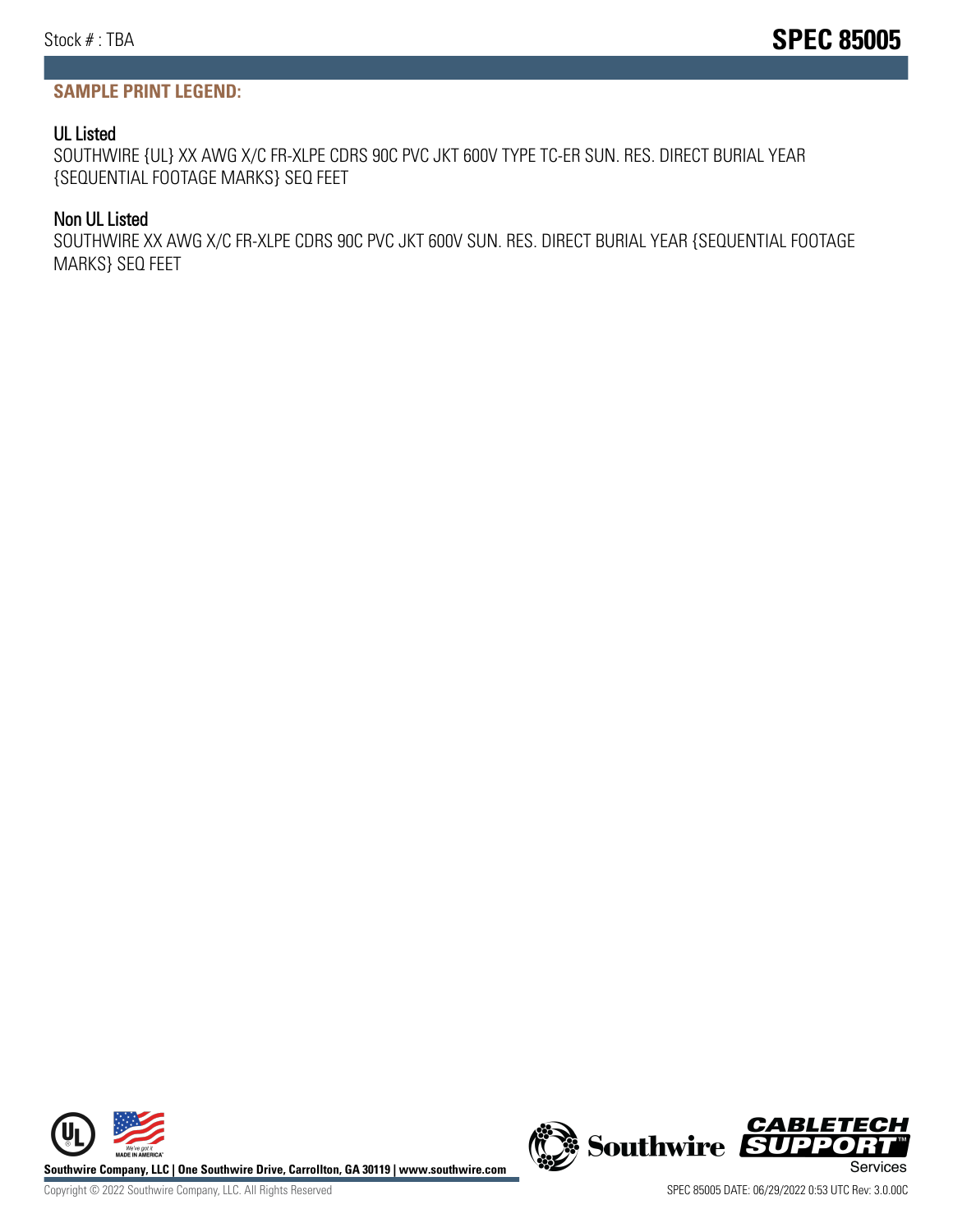## SAMPLE PRINT LEGEND:

### UL Listed

SOUTHWIRE {UL} XX AWG X/C FR-XLPE CDRS 90C PVC JKT 600V TYPE TC-ER SUN. RES. DIRECT BURIAL YEAR {SEQUENTIAL FOOTAGE MARKS} SEQ FEET

### Non UL Listed

SOUTHWIRE XX AWG X/C FR-XLPE CDRS 90C PVC JKT 600V SUN. RES. DIRECT BURIAL YEAR {SEQUENTIAL FOOTAGE MARKS} SEQ FEET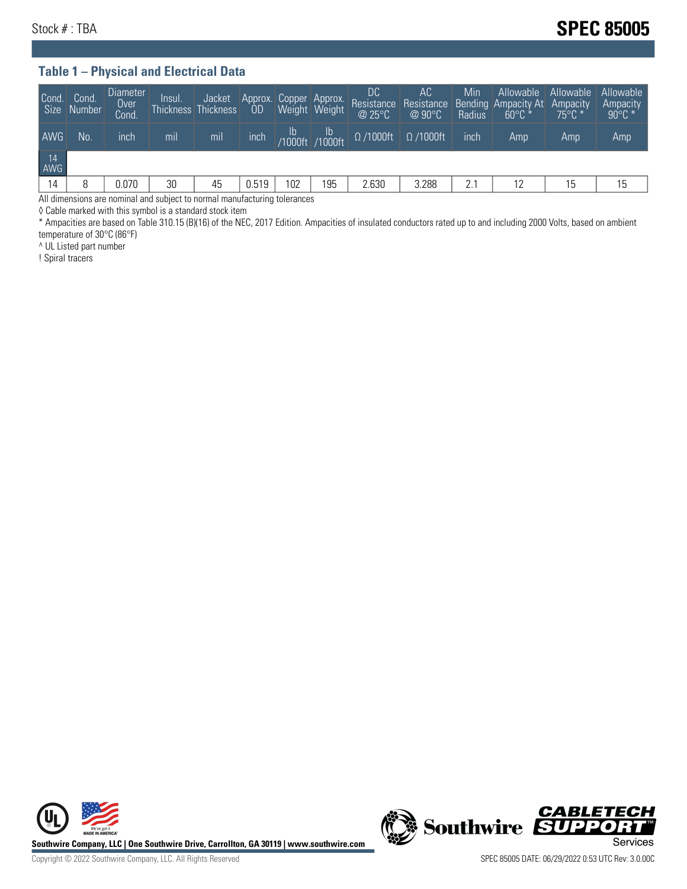Stock # : TBA

# SPEC 85005

## Table 1 – Physical and Electrical Data

| Cond. Size | Cond. Number | Diameter Over Cond. | Insul. Thickness | Jacket Thickness | Approx. OD | Copper Weight | Approx. Weight | DC Resistance @ 25°C | AC Resistance @ 90°C | Min Bending Radius | Allowable Ampacity At 60°C * | Allowable Ampacity 75°C * | Allowable Ampacity 90°C * |
|---|---|---|---|---|---|---|---|---|---|---|---|---|---|
| AWG | No. | inch | mil | mil | inch | lb /1000ft | lb /1000ft | Ω /1000ft | Ω /1000ft | inch | Amp | Amp | Amp |
| 14 AWG | | | | | | | | | | | | | |
| 14 | 8 | 0.070 | 30 | 45 | 0.519 | 102 | 195 | 2.630 | 3.288 | 2.1 | 12 | 15 | 15 |

All dimensions are nominal and subject to normal manufacturing tolerances

◊ Cable marked with this symbol is a standard stock item

* Ampacities are based on Table 310.15 (B)(16) of the NEC, 2017 Edition. Ampacities of insulated conductors rated up to and including 2000 Volts, based on ambient temperature of 30°C (86°F)

^ UL Listed part number

! Spiral tracers

Southwire Company, LLC | One Southwire Drive, Carrollton, GA 30119 | www.southwire.com

Copyright © 2022 Southwire Company, LLC. All Rights Reserved

SPEC 85005 DATE: 06/29/2022 0:53 UTC Rev: 3.0.00C